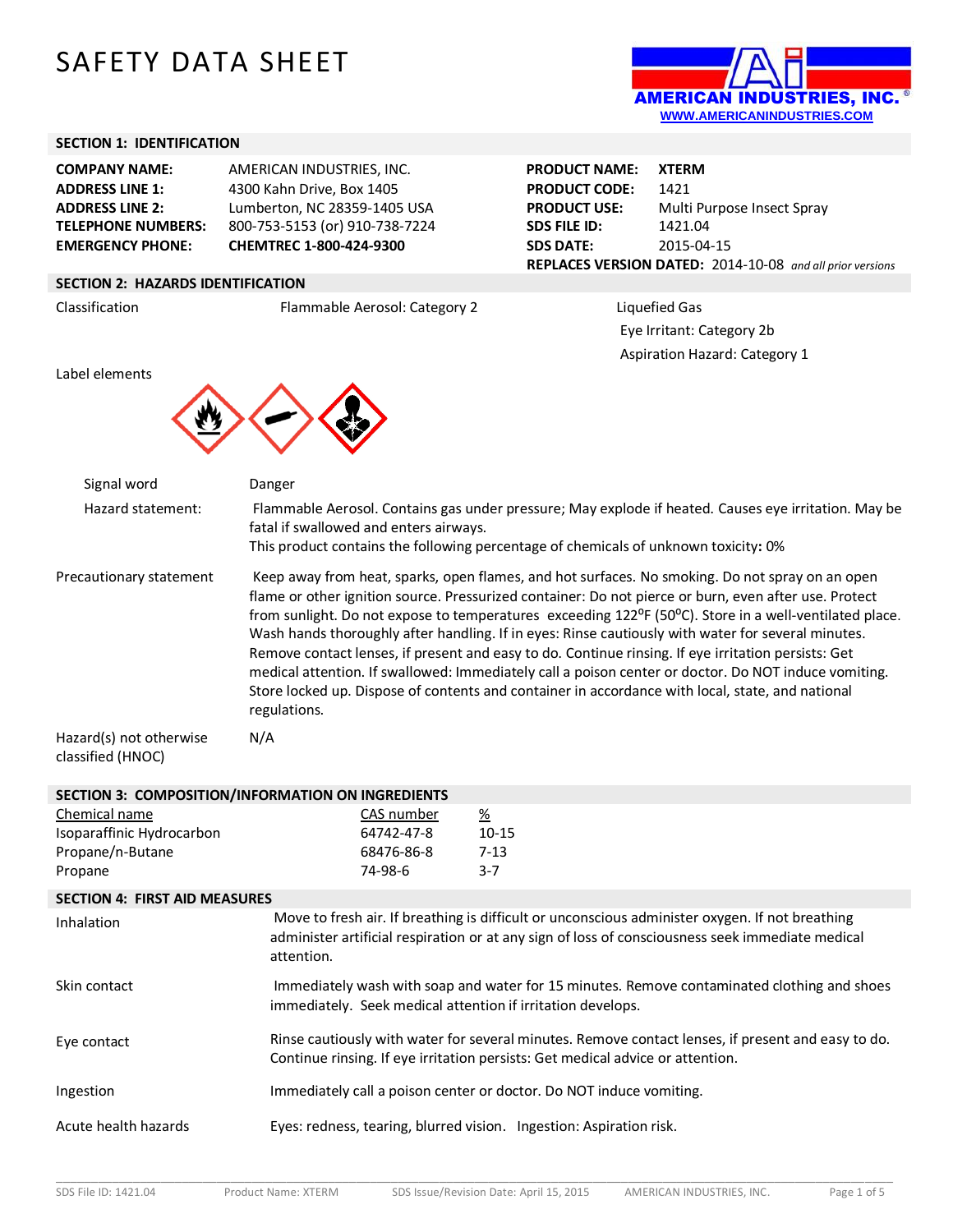# SAFETY DATA SHEET

AMERICAN INDUSTRIES, INC.®
WWW.AMERICANINDUSTRIES.COM

## SECTION 1: IDENTIFICATION

| | |
|---|---|
| **COMPANY NAME:** | AMERICAN INDUSTRIES, INC. |
| **ADDRESS LINE 1:** | 4300 Kahn Drive, Box 1405 |
| **ADDRESS LINE 2:** | Lumberton, NC 28359-1405 USA |
| **TELEPHONE NUMBERS:** | 800-753-5153 (or) 910-738-7224 |
| **EMERGENCY PHONE:** | **CHEMTREC 1-800-424-9300** |

| | |
|---|---|
| **PRODUCT NAME:** | **XTERM** |
| **PRODUCT CODE:** | 1421 |
| **PRODUCT USE:** | Multi Purpose Insect Spray |
| **SDS FILE ID:** | 1421.04 |
| **SDS DATE:** | 2015-04-15 |

**REPLACES VERSION DATED:** 2014-10-08 *and all prior versions*

## SECTION 2: HAZARDS IDENTIFICATION

Classification

- Flammable Aerosol: Category 2
- Liquefied Gas
- Eye Irritant: Category 2b
- Aspiration Hazard: Category 1

Label elements

| | |
|---|---|
| Signal word | Danger |
| Hazard statement: | Flammable Aerosol. Contains gas under pressure; May explode if heated. Causes eye irritation. May be fatal if swallowed and enters airways.<br>This product contains the following percentage of chemicals of unknown toxicity**:** 0% |
| Precautionary statement | Keep away from heat, sparks, open flames, and hot surfaces. No smoking. Do not spray on an open flame or other ignition source. Pressurized container: Do not pierce or burn, even after use. Protect from sunlight. Do not expose to temperatures exceeding 122°F (50°C). Store in a well-ventilated place. Wash hands thoroughly after handling. If in eyes: Rinse cautiously with water for several minutes. Remove contact lenses, if present and easy to do. Continue rinsing. If eye irritation persists: Get medical attention. If swallowed: Immediately call a poison center or doctor. Do NOT induce vomiting. Store locked up. Dispose of contents and container in accordance with local, state, and national regulations. |
| Hazard(s) not otherwise classified (HNOC) | N/A |

## SECTION 3: COMPOSITION/INFORMATION ON INGREDIENTS

| Chemical name | CAS number | % |
|---|---|---|
| Isoparaffinic Hydrocarbon | 64742-47-8 | 10-15 |
| Propane/n-Butane | 68476-86-8 | 7-13 |
| Propane | 74-98-6 | 3-7 |

## SECTION 4: FIRST AID MEASURES

| | |
|---|---|
| Inhalation | Move to fresh air. If breathing is difficult or unconscious administer oxygen. If not breathing administer artificial respiration or at any sign of loss of consciousness seek immediate medical attention. |
| Skin contact | Immediately wash with soap and water for 15 minutes. Remove contaminated clothing and shoes immediately. Seek medical attention if irritation develops. |
| Eye contact | Rinse cautiously with water for several minutes. Remove contact lenses, if present and easy to do. Continue rinsing. If eye irritation persists: Get medical advice or attention. |
| Ingestion | Immediately call a poison center or doctor. Do NOT induce vomiting. |
| Acute health hazards | Eyes: redness, tearing, blurred vision. Ingestion: Aspiration risk. |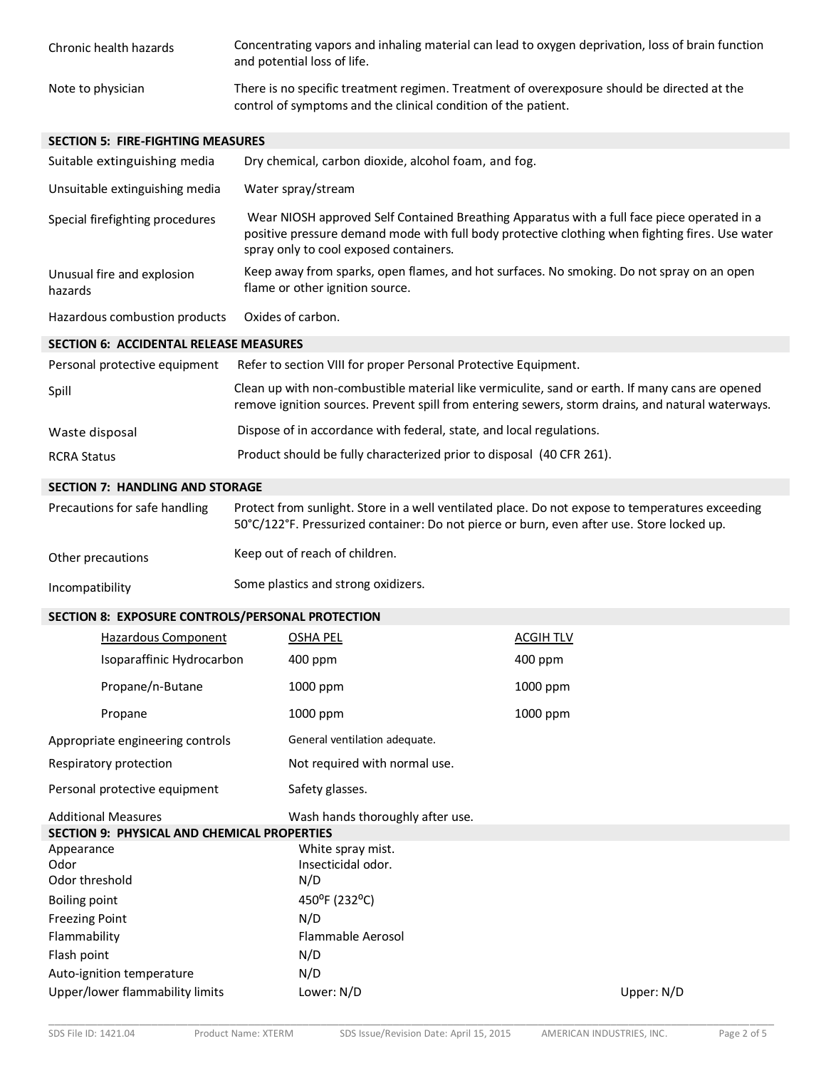| | |
|---|---|
| Chronic health hazards | Concentrating vapors and inhaling material can lead to oxygen deprivation, loss of brain function and potential loss of life. |
| Note to physician | There is no specific treatment regimen. Treatment of overexposure should be directed at the control of symptoms and the clinical condition of the patient. |

## SECTION 5: FIRE-FIGHTING MEASURES

| | |
|---|---|
| Suitable extinguishing media | Dry chemical, carbon dioxide, alcohol foam, and fog. |
| Unsuitable extinguishing media | Water spray/stream |
| Special firefighting procedures | Wear NIOSH approved Self Contained Breathing Apparatus with a full face piece operated in a positive pressure demand mode with full body protective clothing when fighting fires. Use water spray only to cool exposed containers. |
| Unusual fire and explosion hazards | Keep away from sparks, open flames, and hot surfaces. No smoking. Do not spray on an open flame or other ignition source. |
| Hazardous combustion products | Oxides of carbon. |

## SECTION 6: ACCIDENTAL RELEASE MEASURES

| | |
|---|---|
| Personal protective equipment | Refer to section VIII for proper Personal Protective Equipment. |
| Spill | Clean up with non-combustible material like vermiculite, sand or earth. If many cans are opened remove ignition sources. Prevent spill from entering sewers, storm drains, and natural waterways. |
| Waste disposal | Dispose of in accordance with federal, state, and local regulations. |
| RCRA Status | Product should be fully characterized prior to disposal (40 CFR 261). |

## SECTION 7: HANDLING AND STORAGE

| | |
|---|---|
| Precautions for safe handling | Protect from sunlight. Store in a well ventilated place. Do not expose to temperatures exceeding 50°C/122°F. Pressurized container: Do not pierce or burn, even after use. Store locked up. |
| Other precautions | Keep out of reach of children. |
| Incompatibility | Some plastics and strong oxidizers. |

## SECTION 8: EXPOSURE CONTROLS/PERSONAL PROTECTION

| Hazardous Component | OSHA PEL | ACGIH TLV |
|---|---|---|
| Isoparaffinic Hydrocarbon | 400 ppm | 400 ppm |
| Propane/n-Butane | 1000 ppm | 1000 ppm |
| Propane | 1000 ppm | 1000 ppm |

| | |
|---|---|
| Appropriate engineering controls | General ventilation adequate. |
| Respiratory protection | Not required with normal use. |
| Personal protective equipment | Safety glasses. |
| Additional Measures | Wash hands thoroughly after use. |

## SECTION 9: PHYSICAL AND CHEMICAL PROPERTIES

| | | |
|---|---|---|
| Appearance | White spray mist. | |
| Odor | Insecticidal odor. | |
| Odor threshold | N/D | |
| Boiling point | 450°F (232°C) | |
| Freezing Point | N/D | |
| Flammability | Flammable Aerosol | |
| Flash point | N/D | |
| Auto-ignition temperature | N/D | |
| Upper/lower flammability limits | Lower: N/D | Upper: N/D |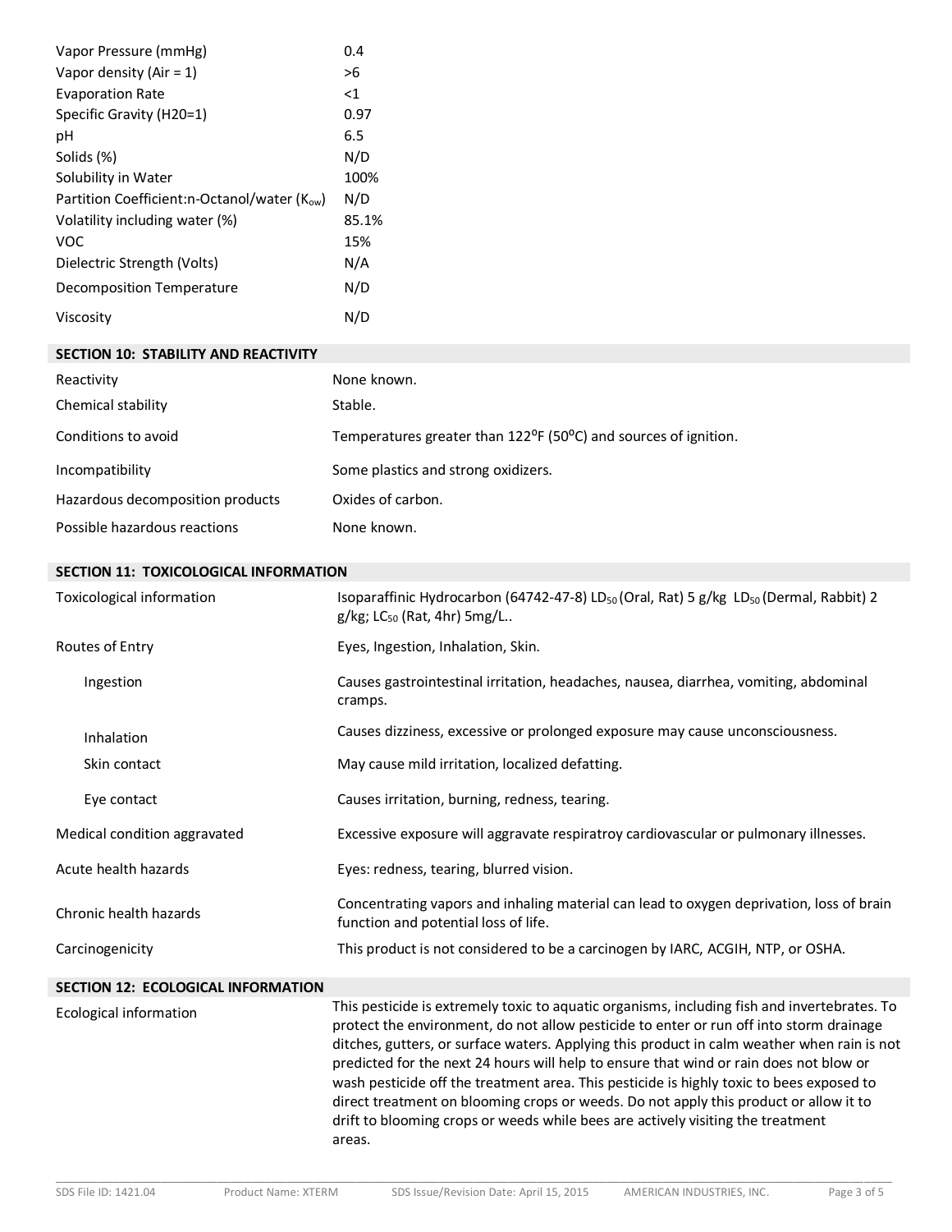| | |
|---|---|
| Vapor Pressure (mmHg) | 0.4 |
| Vapor density (Air = 1) | >6 |
| Evaporation Rate | <1 |
| Specific Gravity (H20=1) | 0.97 |
| pH | 6.5 |
| Solids (%) | N/D |
| Solubility in Water | 100% |
| Partition Coefficient:n-Octanol/water ($K_{ow}$) | N/D |
| Volatility including water (%) | 85.1% |
| VOC | 15% |
| Dielectric Strength (Volts) | N/A |
| Decomposition Temperature | N/D |
| Viscosity | N/D |

## SECTION 10: STABILITY AND REACTIVITY

| | |
|---|---|
| Reactivity | None known. |
| Chemical stability | Stable. |
| Conditions to avoid | Temperatures greater than 122°F (50°C) and sources of ignition. |
| Incompatibility | Some plastics and strong oxidizers. |
| Hazardous decomposition products | Oxides of carbon. |
| Possible hazardous reactions | None known. |

## SECTION 11: TOXICOLOGICAL INFORMATION

| | |
|---|---|
| Toxicological information | Isoparaffinic Hydrocarbon (64742-47-8) $LD_{50}$ (Oral, Rat) 5 g/kg $LD_{50}$ (Dermal, Rabbit) 2 g/kg; $LC_{50}$ (Rat, 4hr) 5mg/L.. |
| Routes of Entry | Eyes, Ingestion, Inhalation, Skin. |
| Ingestion | Causes gastrointestinal irritation, headaches, nausea, diarrhea, vomiting, abdominal cramps. |
| Inhalation | Causes dizziness, excessive or prolonged exposure may cause unconsciousness. |
| Skin contact | May cause mild irritation, localized defatting. |
| Eye contact | Causes irritation, burning, redness, tearing. |
| Medical condition aggravated | Excessive exposure will aggravate respiratroy cardiovascular or pulmonary illnesses. |
| Acute health hazards | Eyes: redness, tearing, blurred vision. |
| Chronic health hazards | Concentrating vapors and inhaling material can lead to oxygen deprivation, loss of brain function and potential loss of life. |
| Carcinogenicity | This product is not considered to be a carcinogen by IARC, ACGIH, NTP, or OSHA. |

## SECTION 12: ECOLOGICAL INFORMATION

| | |
|---|---|
| Ecological information | This pesticide is extremely toxic to aquatic organisms, including fish and invertebrates. To protect the environment, do not allow pesticide to enter or run off into storm drainage ditches, gutters, or surface waters. Applying this product in calm weather when rain is not predicted for the next 24 hours will help to ensure that wind or rain does not blow or wash pesticide off the treatment area. This pesticide is highly toxic to bees exposed to direct treatment on blooming crops or weeds. Do not apply this product or allow it to drift to blooming crops or weeds while bees are actively visiting the treatment areas. |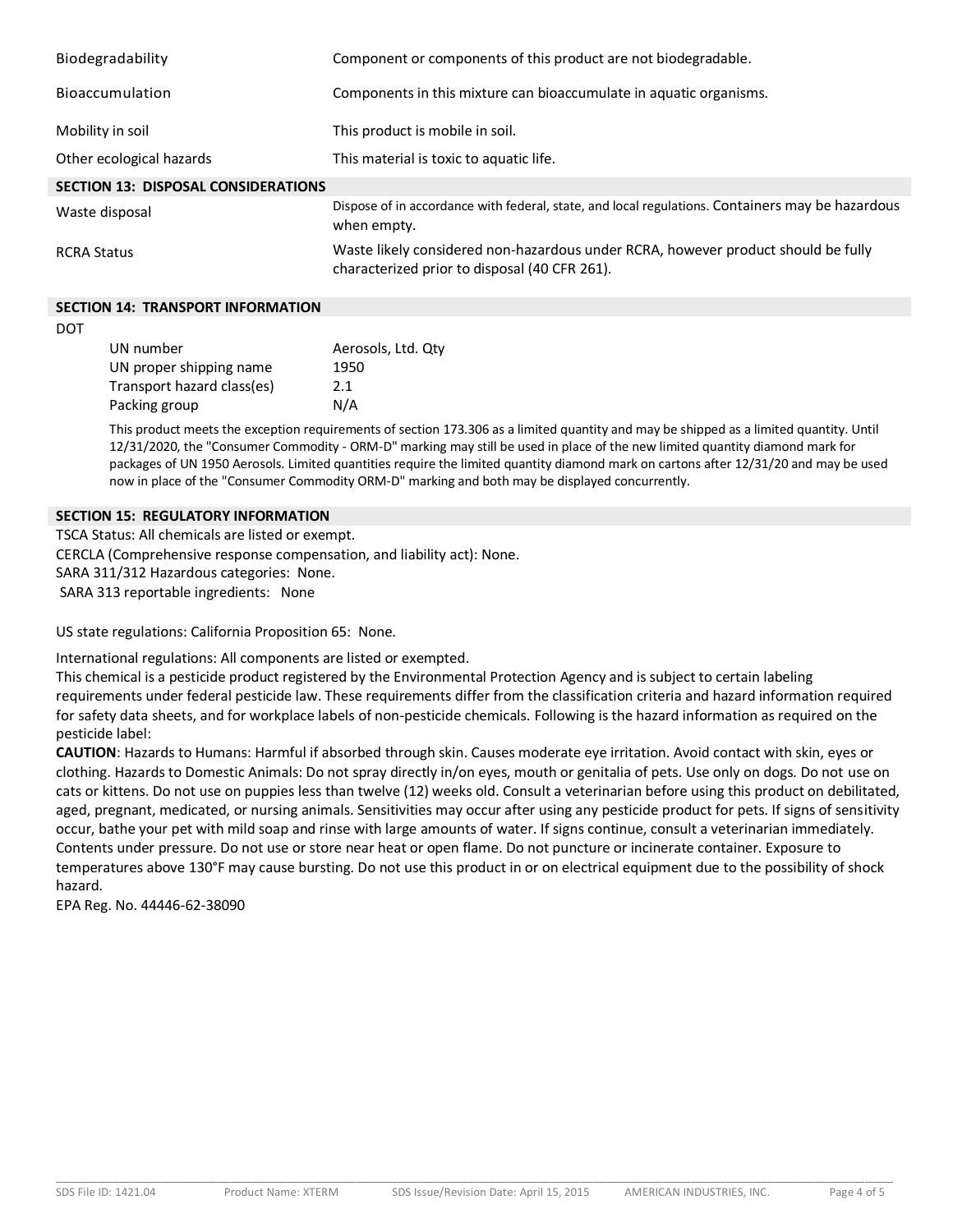| | |
|---|---|
| Biodegradability | Component or components of this product are not biodegradable. |
| Bioaccumulation | Components in this mixture can bioaccumulate in aquatic organisms. |
| Mobility in soil | This product is mobile in soil. |
| Other ecological hazards | This material is toxic to aquatic life. |

## SECTION 13: DISPOSAL CONSIDERATIONS

| | |
|---|---|
| Waste disposal | Dispose of in accordance with federal, state, and local regulations. Containers may be hazardous when empty. |
| RCRA Status | Waste likely considered non-hazardous under RCRA, however product should be fully characterized prior to disposal (40 CFR 261). |

## SECTION 14: TRANSPORT INFORMATION

DOT

| | |
|---|---|
| UN number | Aerosols, Ltd. Qty |
| UN proper shipping name | 1950 |
| Transport hazard class(es) | 2.1 |
| Packing group | N/A |

This product meets the exception requirements of section 173.306 as a limited quantity and may be shipped as a limited quantity. Until 12/31/2020, the "Consumer Commodity - ORM-D" marking may still be used in place of the new limited quantity diamond mark for packages of UN 1950 Aerosols. Limited quantities require the limited quantity diamond mark on cartons after 12/31/20 and may be used now in place of the "Consumer Commodity ORM-D" marking and both may be displayed concurrently.

## SECTION 15: REGULATORY INFORMATION

TSCA Status: All chemicals are listed or exempt.
CERCLA (Comprehensive response compensation, and liability act): None.
SARA 311/312 Hazardous categories: None.
SARA 313 reportable ingredients: None

US state regulations: California Proposition 65: None.

International regulations: All components are listed or exempted.
This chemical is a pesticide product registered by the Environmental Protection Agency and is subject to certain labeling requirements under federal pesticide law. These requirements differ from the classification criteria and hazard information required for safety data sheets, and for workplace labels of non-pesticide chemicals. Following is the hazard information as required on the pesticide label:

**CAUTION**: Hazards to Humans: Harmful if absorbed through skin. Causes moderate eye irritation. Avoid contact with skin, eyes or clothing. Hazards to Domestic Animals: Do not spray directly in/on eyes, mouth or genitalia of pets. Use only on dogs. Do not use on cats or kittens. Do not use on puppies less than twelve (12) weeks old. Consult a veterinarian before using this product on debilitated, aged, pregnant, medicated, or nursing animals. Sensitivities may occur after using any pesticide product for pets. If signs of sensitivity occur, bathe your pet with mild soap and rinse with large amounts of water. If signs continue, consult a veterinarian immediately. Contents under pressure. Do not use or store near heat or open flame. Do not puncture or incinerate container. Exposure to temperatures above 130°F may cause bursting. Do not use this product in or on electrical equipment due to the possibility of shock hazard.
EPA Reg. No. 44446-62-38090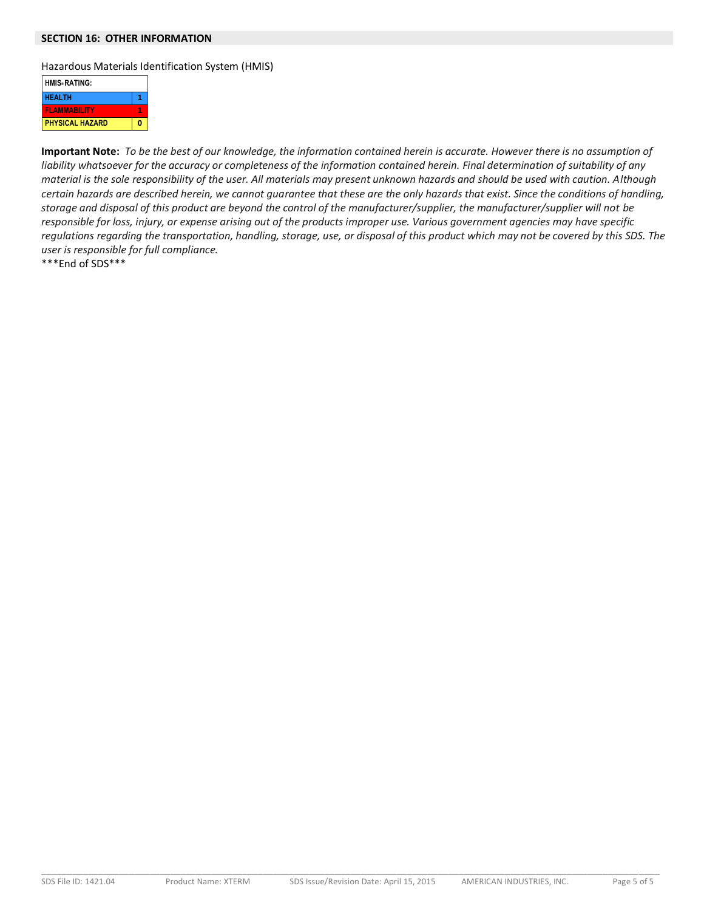## SECTION 16: OTHER INFORMATION

Hazardous Materials Identification System (HMIS)

| HMIS® RATING: | |
|---|---|
| HEALTH | 1 |
| FLAMMABILITY | 1 |
| PHYSICAL HAZARD | 0 |

**Important Note:** *To be the best of our knowledge, the information contained herein is accurate. However there is no assumption of liability whatsoever for the accuracy or completeness of the information contained herein. Final determination of suitability of any material is the sole responsibility of the user. All materials may present unknown hazards and should be used with caution. Although certain hazards are described herein, we cannot guarantee that these are the only hazards that exist. Since the conditions of handling, storage and disposal of this product are beyond the control of the manufacturer/supplier, the manufacturer/supplier will not be responsible for loss, injury, or expense arising out of the products improper use. Various government agencies may have specific regulations regarding the transportation, handling, storage, use, or disposal of this product which may not be covered by this SDS. The user is responsible for full compliance.*

***End of SDS***